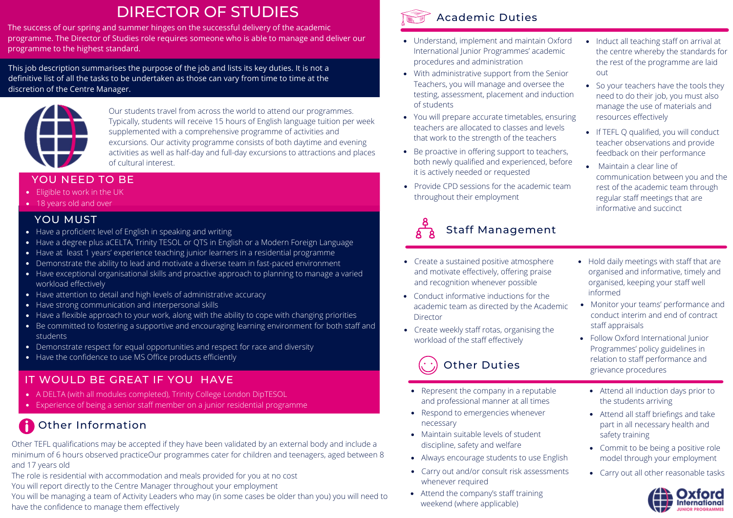# DIRECTOR OF STUDIES

The success of our spring and summer hinges on the successful delivery of the academic programme. The Director of Studies role requires someone who is able to manage and deliver our programme to the highest standard.

This job description summarises the purpose of the job and lists its key duties. It is not a definitive list of all the tasks to be undertaken as those can vary from time to time at the discretion of the Centre Manager.

Our students travel from across the world to attend our programmes. Typically, students will receive 15 hours of English language tuition per week supplemented with a comprehensive programme of activities and excursions. Our activity programme consists of both daytime and evening activities as well as half-day and full-day excursions to attractions and places of cultural interest.

## YOU NEED TO BE

- Eligible to work in the UK
- 18 years old and over

## YOU MUST

- Have a proficient level of English in speaking and writing
- Have a degree plus aCELTA, Trinity TESOL or QTS in English or a Modern Foreign Language
- Have at least 1 years' experience teaching junior learners in a residential programme
- Demonstrate the ability to lead and motivate a diverse team in fast-paced environment
- Have exceptional organisational skills and proactive approach to planning to manage a varied workload effectively
- Have attention to detail and high levels of administrative accuracy
- Have strong communication and interpersonal skills
- Have a flexible approach to your work, along with the ability to cope with changing priorities
- Be committed to fostering a supportive and encouraging learning environment for both staff and students
- Demonstrate respect for equal opportunities and respect for race and diversity
- Have the confidence to use MS Office products efficiently

## IT WOULD BE GREAT IF YOU HAVE

- A DELTA (with all modules completed), Trinity College London DipTESOL
- Experience of being a senior staff member on a junior residential programme

## Other Information

Other TEFL qualifications may be accepted if they have been validated by an external body and include a minimum of 6 hours observed practiceOur programmes cater for children and teenagers, aged between 8 and 17 years old

The role is residential with accommodation and meals provided for you at no cost

You will report directly to the Centre Manager throughout your employment

You will be managing a team of Activity Leaders who may (in some cases be older than you) you will need to have the confidence to manage them effectively

## Academic Duties

- Understand, implement and maintain Oxford International Junior Programmes' academic procedures and administration
- With administrative support from the Senior Teachers, you will manage and oversee the testing, assessment, placement and induction of students
- You will prepare accurate timetables, ensuring teachers are allocated to classes and levels that work to the strength of the teachers
- Be proactive in offering support to teachers, both newly qualified and experienced, before it is actively needed or requested
- Provide CPD sessions for the academic team throughout their employment
- Induct all teaching staff on arrival at the centre whereby the standards for the rest of the programme are laid out
- So your teachers have the tools they need to do their job, you must also manage the use of materials and resources effectively
- If TEFL Q qualified, you will conduct teacher observations and provide feedback on their performance
- Maintain a clear line of communication between you and the rest of the academic team through regular staff meetings that are informative and succinct

## Staff Management

- Create a sustained positive atmosphere and motivate effectively, offering praise and recognition whenever possible
- Conduct informative inductions for the academic team as directed by the Academic Director
- Create weekly staff rotas, organising the workload of the staff effectively
- Hold daily meetings with staff that are organised and informative, timely and organised, keeping your staff well informed
- Monitor your teams' performance and conduct interim and end of contract staff appraisals
- Follow Oxford International Junior Programmes' policy guidelines in relation to staff performance and grievance procedures

## Other Duties

- Represent the company in a reputable and professional manner at all times
- Respond to emergencies whenever necessary
- Maintain suitable levels of student discipline, safety and welfare
- Always encourage students to use English
- Carry out and/or consult risk assessments whenever required
- Attend the company's staff training weekend (where applicable)
- Attend all induction days prior to the students arriving
- Attend all staff briefings and take part in all necessary health and safety training
- Commit to be being a positive role model through your employment
- Carry out all other reasonable tasks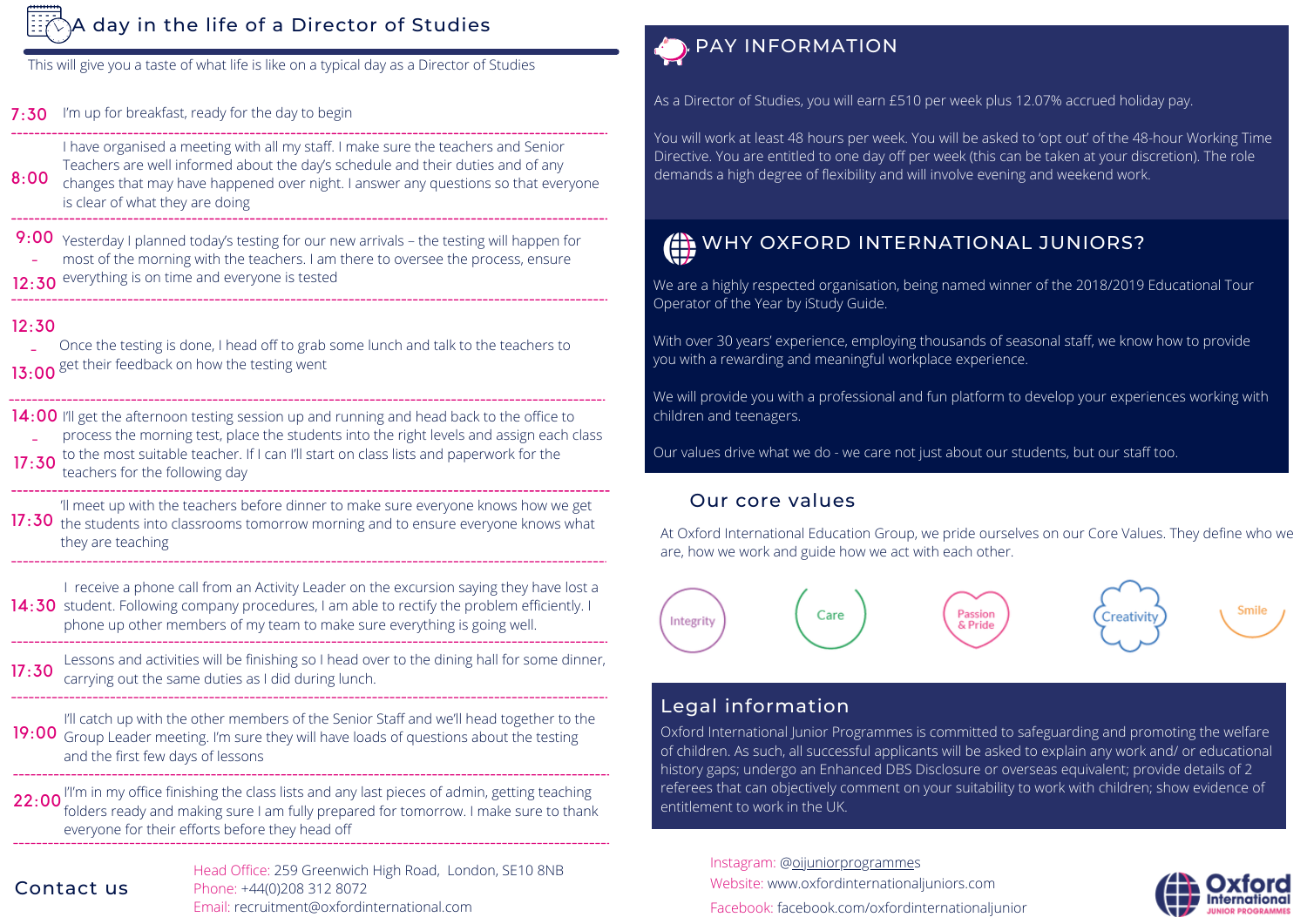# A day in the life of a Director of Studies

This will give you a taste of what life is like on a typical day as a Director of Studies

**7:30** I'm up for breakfast, ready for the day to begin

**8:00** I have organised a meeting with all my staff. I make sure the teachers and Senior Teachers are well informed about the day's schedule and their duties and of any changes that may have happened over night. I answer any questions so that everyone is clear of what they are doing

**9:00 - 12:30** Yesterday I planned today's testing for our new arrivals – the testing will happen for most of the morning with the teachers. I am there to oversee the process, ensure everything is on time and everyone is tested

**12:30 - 13:00** Once the testing is done, I head off to grab some lunch and talk to the teachers to get their feedback on how the testing went

**14:00 - 17:30** I'll get the afternoon testing session up and running and head back to the office to process the morning test, place the students into the right levels and assign each class to the most suitable teacher. If I can I'll start on class lists and paperwork for the teachers for the following day

**17:30** 'll meet up with the teachers before dinner to make sure everyone knows how we get the students into classrooms tomorrow morning and to ensure everyone knows what they are teaching

**14:30** I receive a phone call from an Activity Leader on the excursion saying they have lost a student. Following company procedures, I am able to rectify the problem efficiently. I phone up other members of my team to make sure everything is going well.

**17:30** Lessons and activities will be finishing so I head over to the dining hall for some dinner, carrying out the same duties as I did during lunch.

**19:00** I'll catch up with the other members of the Senior Staff and we'll head together to the Group Leader meeting. I'm sure they will have loads of questions about the testing and the first few days of lessons

**22:00** I'm in my office finishing the class lists and any last pieces of admin, getting teaching folders ready and making sure I am fully prepared for tomorrow. I make sure to thank everyone for their efforts before they head off

## PAY INFORMATION

As a Director of Studies, you will earn £510 per week plus 12.07% accrued holiday pay.

You will work at least 48 hours per week. You will be asked to 'opt out' of the 48-hour Working Time Directive. You are entitled to one day off per week (this can be taken at your discretion). The role demands a high degree of flexibility and will involve evening and weekend work.

## WHY OXFORD INTERNATIONAL JUNIORS?

We are a highly respected organisation, being named winner of the 2018/2019 Educational Tour Operator of the Year by iStudy Guide.

With over 30 years' experience, employing thousands of seasonal staff, we know how to provide you with a rewarding and meaningful workplace experience.

We will provide you with a professional and fun platform to develop your experiences working with children and teenagers.

Our values drive what we do - we care not just about our students, but our staff too.

## Our core values

At Oxford International Education Group, we pride ourselves on our Core Values. They define who we are, how we work and guide how we act with each other.

Integrity · Care · Passion & Pride · Creativity · Smile

## Legal information

Oxford International Junior Programmes is committed to safeguarding and promoting the welfare of children. As such, all successful applicants will be asked to explain any work and/ or educational history gaps; undergo an Enhanced DBS Disclosure or overseas equivalent; provide details of 2 referees that can objectively comment on your suitability to work with children; show evidence of entitlement to work in the UK.

## Contact us

Head Office: 259 Greenwich High Road, London, SE10 8NB
Phone: +44(0)208 312 8072
Email: recruitment@oxfordinternational.com

Instagram: @oijuniorprogrammes
Website: www.oxfordinternationaljuniors.com
Facebook: facebook.com/oxfordinternationaljunior

Oxford International JUNIOR PROGRAMMES